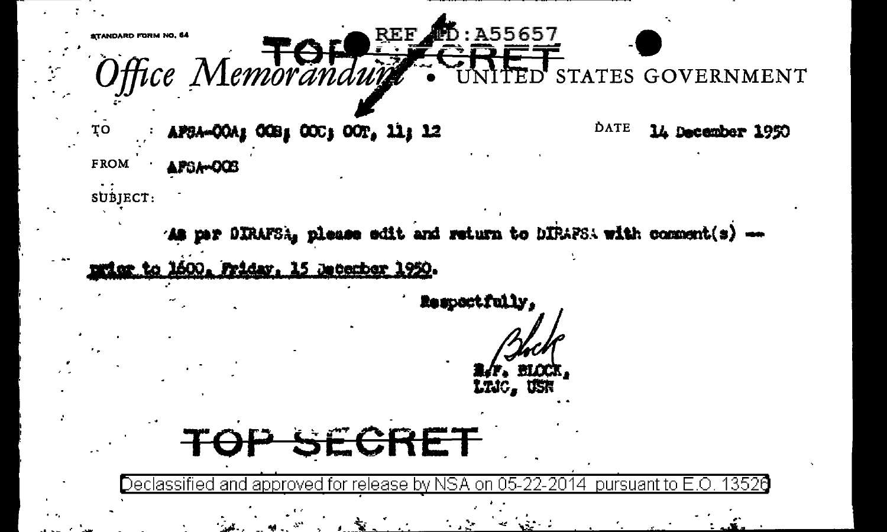STANDARD FORM NO. 64

REF ID:A55657

TOP SECRET

*Office Memorandum* • UNITED STATES GOVERNMENT

TO : AFSA-OOA; OOB; OOC; OOT, 11; 12

DATE 14 December 1950

FROM : AFSA-OOB

SUBJECT:

As per DIRAFSA, please edit and return to DIRAFSA with comment(s) -- prior to 1600, Friday, 15 December 1950.

Respectfully,

Block

R.F. BLOCK,
LTJG, USN

TOP SECRET

Declassified and approved for release by NSA on 05-22-2014 pursuant to E.O. 13526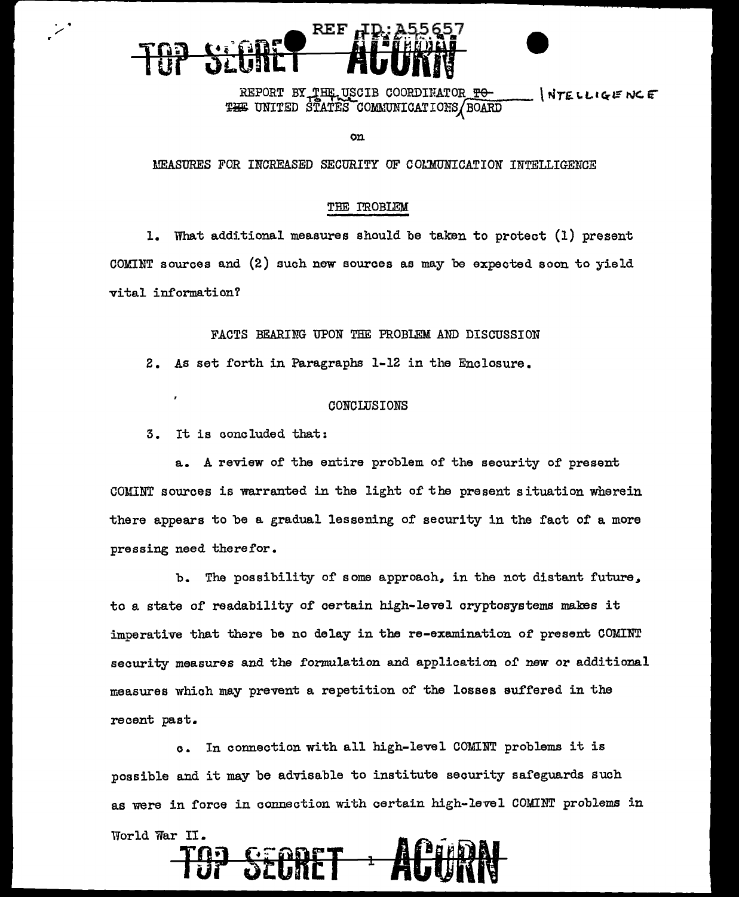REPORT BY THE USCIB COORDINATOR TO THE UNITED STATES COMMUNICATIONS INTELLIGENCE BOARD

on

MEASURES FOR INCREASED SECURITY OF COMMUNICATION INTELLIGENCE

THE PROBLEM

1. What additional measures should be taken to protect (1) present COMINT sources and (2) such new sources as may be expected soon to yield vital information?

FACTS BEARING UPON THE PROBLEM AND DISCUSSION

2. As set forth in Paragraphs 1-12 in the Enclosure.

CONCLUSIONS

3. It is concluded that:

a. A review of the entire problem of the security of present COMINT sources is warranted in the light of the present situation wherein there appears to be a gradual lessening of security in the fact of a more pressing need therefor.

b. The possibility of some approach, in the not distant future, to a state of readability of certain high-level cryptosystems makes it imperative that there be no delay in the re-examination of present COMINT security measures and the formulation and application of new or additional measures which may prevent a repetition of the losses suffered in the recent past.

c. In connection with all high-level COMINT problems it is possible and it may be advisable to institute security safeguards such as were in force in connection with certain high-level COMINT problems in World War II.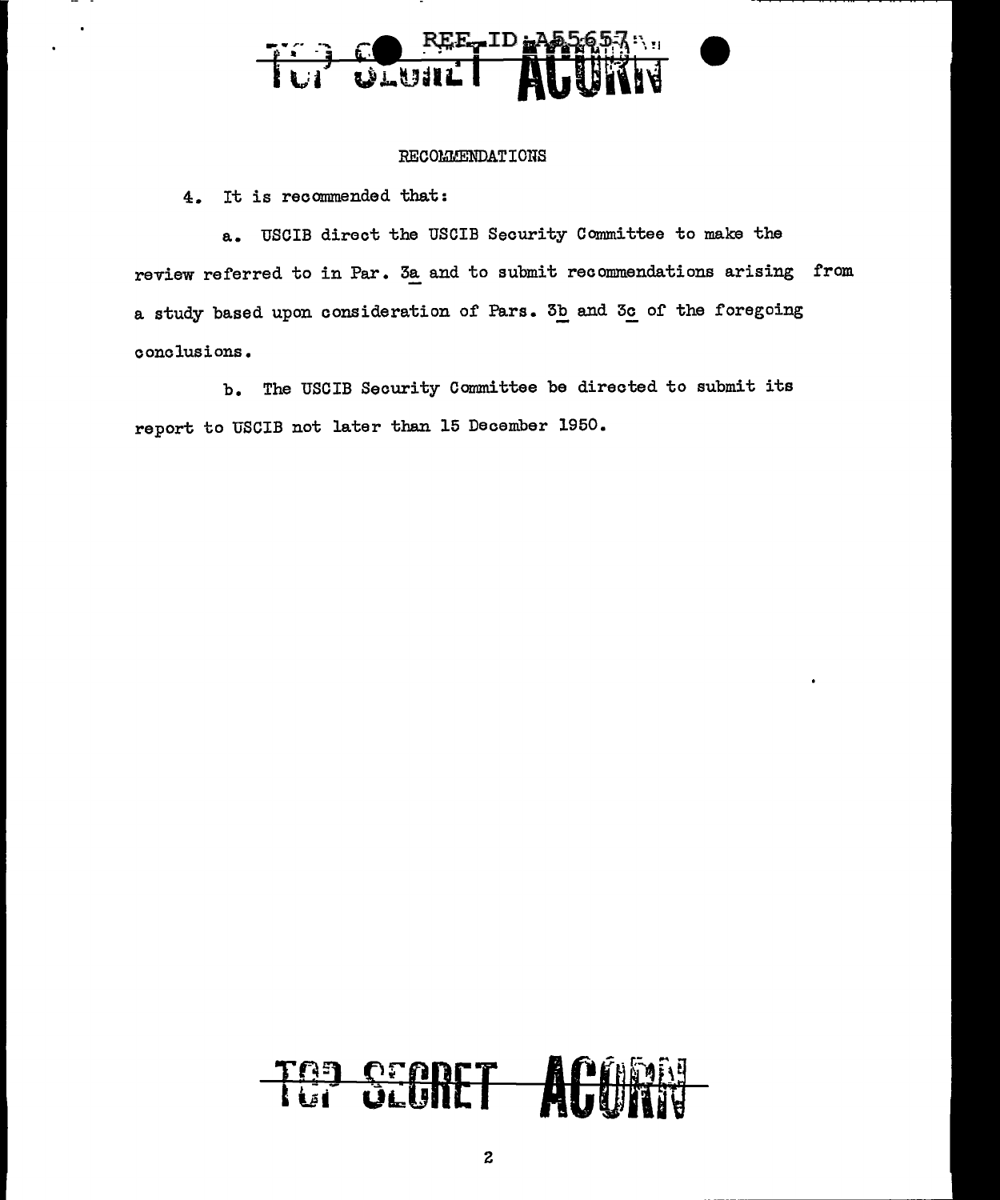## RECOMMENDATIONS

4. It is recommended that:

a. USCIB direct the USCIB Security Committee to make the review referred to in Par. 3a and to submit recommendations arising from a study based upon consideration of Pars. 3b and 3c of the foregoing conclusions.

b. The USCIB Security Committee be directed to submit its report to USCIB not later than 15 December 1950.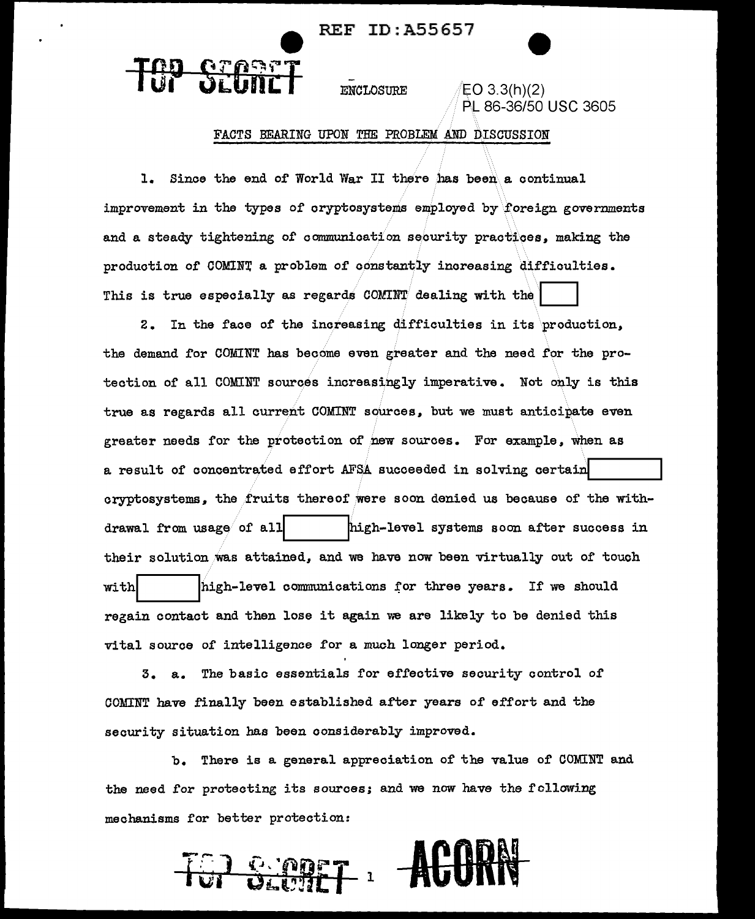ENCLOSURE

EO 3.3(h)(2)
PL 86-36/50 USC 3605

FACTS BEARING UPON THE PROBLEM AND DISCUSSION

1. Since the end of World War II there has been a continual improvement in the types of cryptosystems employed by foreign governments and a steady tightening of communication security practices, making the production of COMINT a problem of constantly increasing difficulties. This is true especially as regards COMINT dealing with the [ ]

2. In the face of the increasing difficulties in its production, the demand for COMINT has become even greater and the need for the protection of all COMINT sources increasingly imperative. Not only is this true as regards all current COMINT sources, but we must anticipate even greater needs for the protection of new sources. For example, when as a result of concentrated effort AFSA succeeded in solving certain [ ] cryptosystems, the fruits thereof were soon denied us because of the withdrawal from usage of all [ ] high-level systems soon after success in their solution was attained, and we have now been virtually out of touch with [ ] high-level communications for three years. If we should regain contact and then lose it again we are likely to be denied this vital source of intelligence for a much longer period.

3. a. The basic essentials for effective security control of COMINT have finally been established after years of effort and the security situation has been considerably improved.

b. There is a general appreciation of the value of COMINT and the need for protecting its sources; and we now have the following mechanisms for better protection: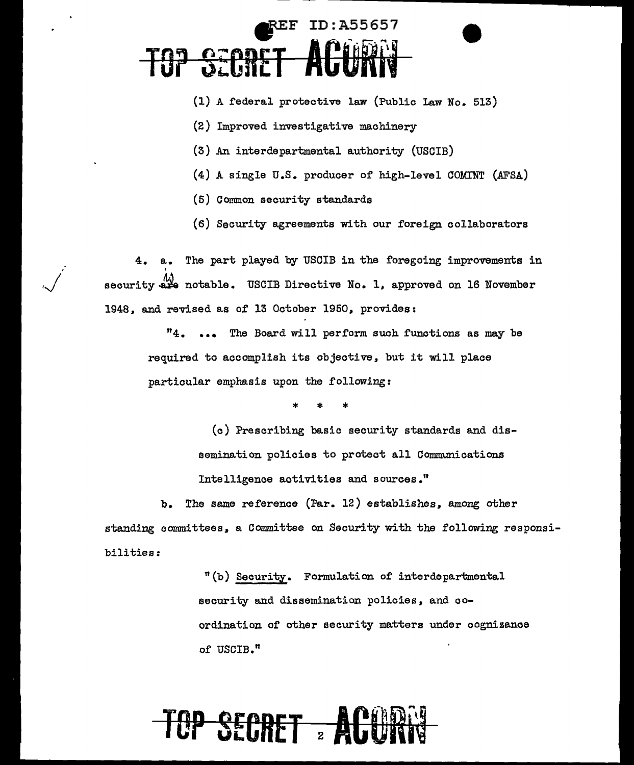(1) A federal protective law (Public Law No. 513)

(2) Improved investigative machinery

(3) An interdepartmental authority (USCIB)

(4) A single U.S. producer of high-level COMINT (AFSA)

(5) Common security standards

(6) Security agreements with our foreign collaborators

4. a. The part played by USCIB in the foregoing improvements in security is notable. USCIB Directive No. 1, approved on 16 November 1948, and revised as of 13 October 1950, provides:

> "4. ... The Board will perform such functions as may be required to accomplish its objective, but it will place particular emphasis upon the following:
>
> \* \* \*
>
> (c) Prescribing basic security standards and dissemination policies to protect all Communications Intelligence activities and sources."

b. The same reference (Par. 12) establishes, among other standing committees, a Committee on Security with the following responsibilities:

> "(b) Security. Formulation of interdepartmental security and dissemination policies, and co-ordination of other security matters under cognizance of USCIB."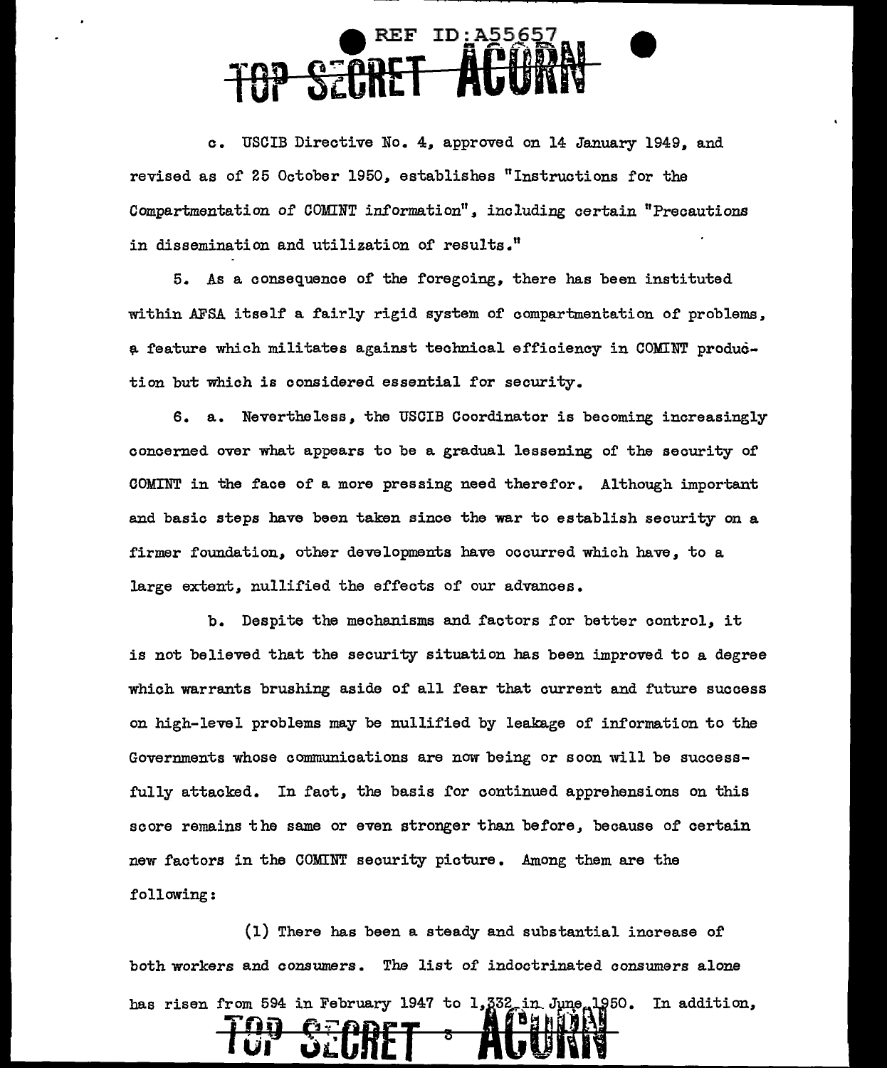c. USCIB Directive No. 4, approved on 14 January 1949, and revised as of 25 October 1950, establishes "Instructions for the Compartmentation of COMINT information", including certain "Precautions in dissemination and utilization of results."

5. As a consequence of the foregoing, there has been instituted within AFSA itself a fairly rigid system of compartmentation of problems, a feature which militates against technical efficiency in COMINT production but which is considered essential for security.

6. a. Nevertheless, the USCIB Coordinator is becoming increasingly concerned over what appears to be a gradual lessening of the security of COMINT in the face of a more pressing need therefor. Although important and basic steps have been taken since the war to establish security on a firmer foundation, other developments have occurred which have, to a large extent, nullified the effects of our advances.

b. Despite the mechanisms and factors for better control, it is not believed that the security situation has been improved to a degree which warrants brushing aside of all fear that current and future success on high-level problems may be nullified by leakage of information to the Governments whose communications are now being or soon will be successfully attacked. In fact, the basis for continued apprehensions on this score remains the same or even stronger than before, because of certain new factors in the COMINT security picture. Among them are the following:

(1) There has been a steady and substantial increase of both workers and consumers. The list of indoctrinated consumers alone has risen from 594 in February 1947 to 1,332 in June 1950. In addition,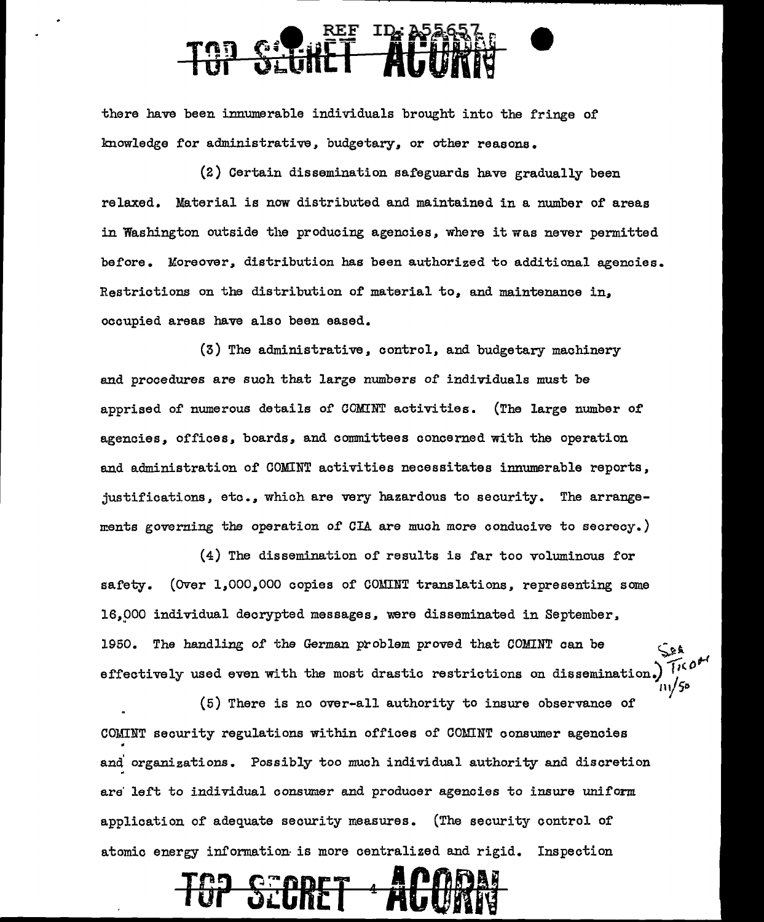there have been innumerable individuals brought into the fringe of knowledge for administrative, budgetary, or other reasons.

(2) Certain dissemination safeguards have gradually been relaxed. Material is now distributed and maintained in a number of areas in Washington outside the producing agencies, where it was never permitted before. Moreover, distribution has been authorized to additional agencies. Restrictions on the distribution of material to, and maintenance in, occupied areas have also been eased.

(3) The administrative, control, and budgetary machinery and procedures are such that large numbers of individuals must be apprised of numerous details of COMINT activities. (The large number of agencies, offices, boards, and committees concerned with the operation and administration of COMINT activities necessitates innumerable reports, justifications, etc., which are very hazardous to security. The arrangements governing the operation of CIA are much more conducive to secrecy.)

(4) The dissemination of results is far too voluminous for safety. (Over 1,000,000 copies of COMINT translations, representing some 16,000 individual decrypted messages, were disseminated in September, 1950. The handling of the German problem proved that COMINT can be effectively used even with the most drastic restrictions on dissemination.) See TICOM 111/50

(5) There is no over-all authority to insure observance of COMINT security regulations within offices of COMINT consumer agencies and organizations. Possibly too much individual authority and discretion are left to individual consumer and producer agencies to insure uniform application of adequate security measures. (The security control of atomic energy information is more centralized and rigid. Inspection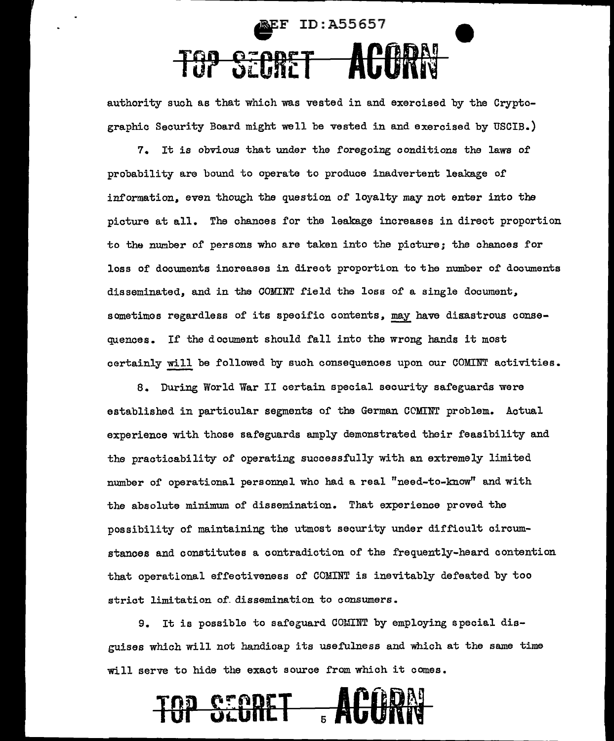authority such as that which was vested in and exercised by the Cryptographic Security Board might well be vested in and exercised by USCIB.)

7. It is obvious that under the foregoing conditions the laws of probability are bound to operate to produce inadvertent leakage of information, even though the question of loyalty may not enter into the picture at all. The chances for the leakage increases in direct proportion to the number of persons who are taken into the picture; the chances for loss of documents increases in direct proportion to the number of documents disseminated, and in the COMINT field the loss of a single document, sometimes regardless of its specific contents, may have disastrous consequences. If the document should fall into the wrong hands it most certainly will be followed by such consequences upon our COMINT activities.

8. During World War II certain special security safeguards were established in particular segments of the German COMINT problem. Actual experience with those safeguards amply demonstrated their feasibility and the practicability of operating successfully with an extremely limited number of operational personnel who had a real "need-to-know" and with the absolute minimum of dissemination. That experience proved the possibility of maintaining the utmost security under difficult circumstances and constitutes a contradiction of the frequently-heard contention that operational effectiveness of COMINT is inevitably defeated by too strict limitation of dissemination to consumers.

9. It is possible to safeguard COMINT by employing special disguises which will not handicap its usefulness and which at the same time will serve to hide the exact source from which it comes.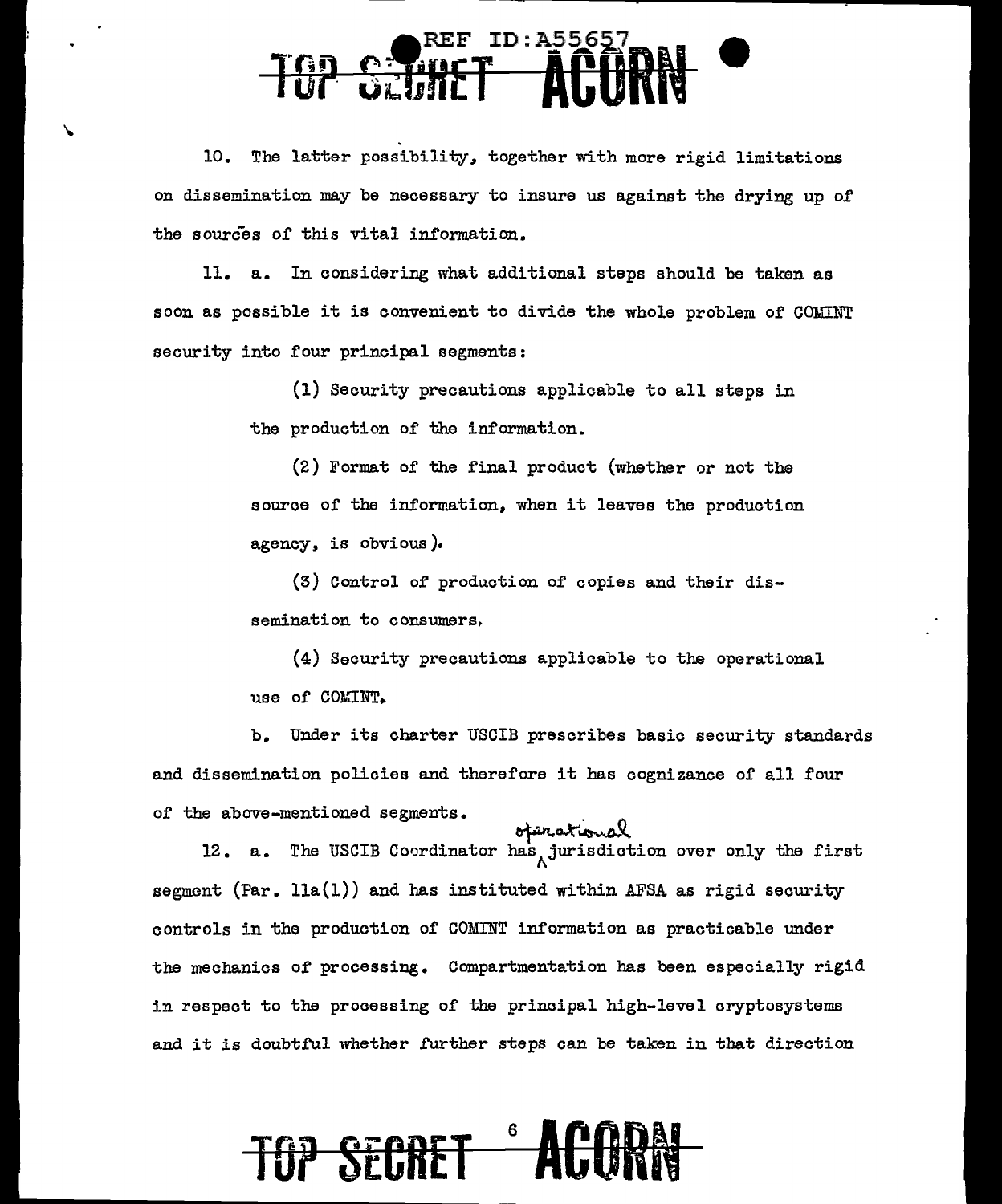10. The latter possibility, together with more rigid limitations on dissemination may be necessary to insure us against the drying up of the sources of this vital information.

11. a. In considering what additional steps should be taken as soon as possible it is convenient to divide the whole problem of COMINT security into four principal segments:

(1) Security precautions applicable to all steps in the production of the information.

(2) Format of the final product (whether or not the source of the information, when it leaves the production agency, is obvious).

(3) Control of production of copies and their dissemination to consumers.

(4) Security precautions applicable to the operational use of COMINT.

b. Under its charter USCIB prescribes basic security standards and dissemination policies and therefore it has cognizance of all four of the above-mentioned segments.

12. a. The USCIB Coordinator has operational jurisdiction over only the first segment (Par. 11a(1)) and has instituted within AFSA as rigid security controls in the production of COMINT information as practicable under the mechanics of processing. Compartmentation has been especially rigid in respect to the processing of the principal high-level cryptosystems and it is doubtful whether further steps can be taken in that direction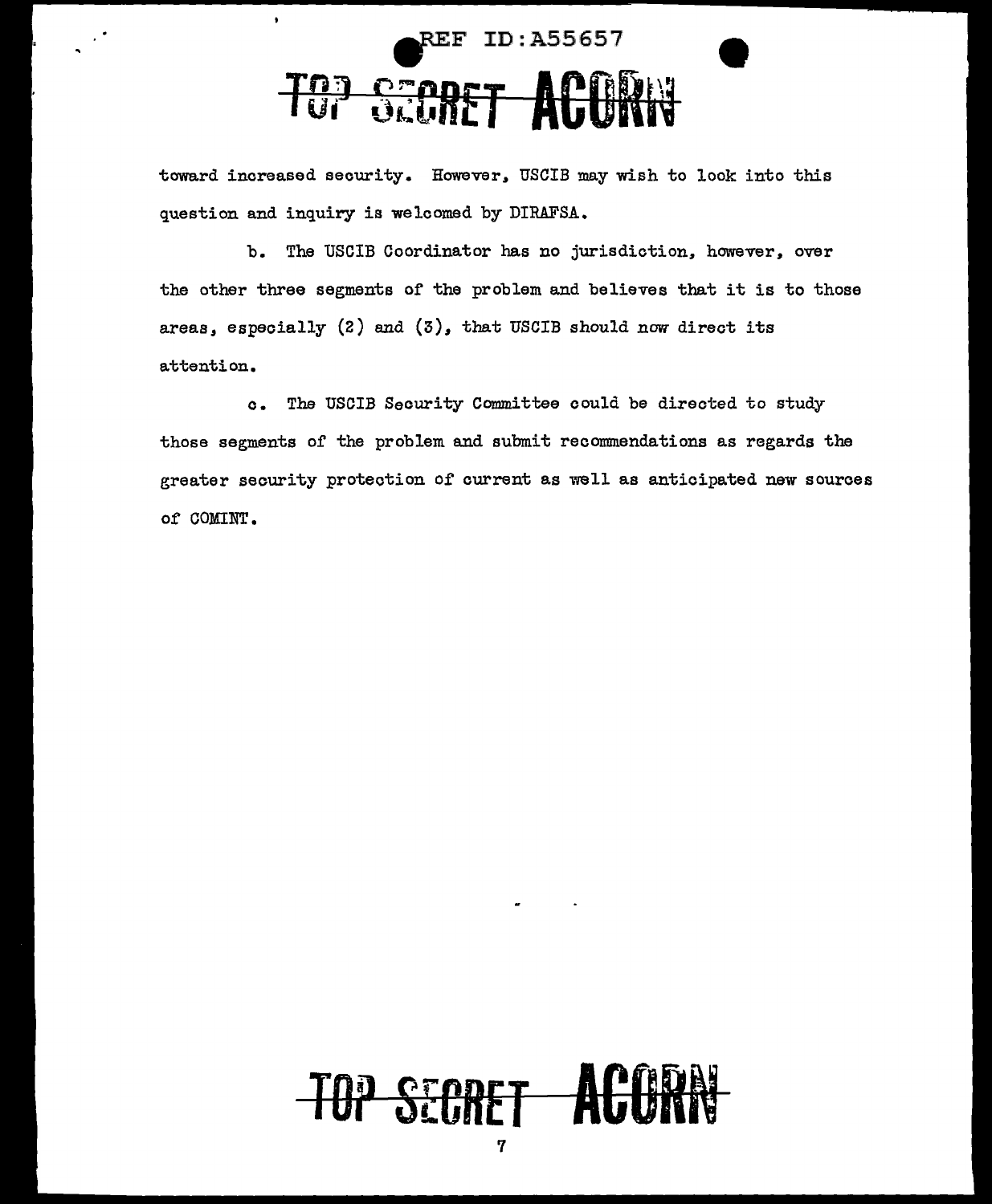toward increased security. However, USCIB may wish to look into this question and inquiry is welcomed by DIRAFSA.

b. The USCIB Coordinator has no jurisdiction, however, over the other three segments of the problem and believes that it is to those areas, especially (2) and (3), that USCIB should now direct its attention.

c. The USCIB Security Committee could be directed to study those segments of the problem and submit recommendations as regards the greater security protection of current as well as anticipated new sources of COMINT.